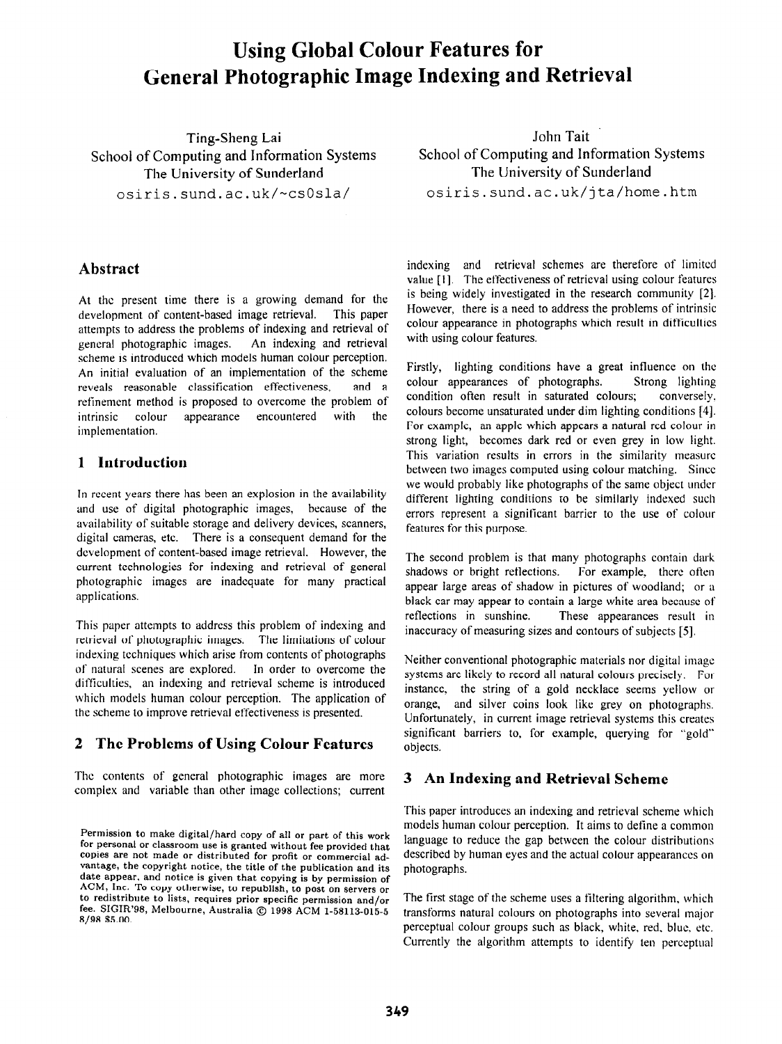# Using Global Colour Features for General Photographic Image Indexing and Retrieval

Ting-Sheng Lai
School of Computing and Information Systems
The University of Sunderland
osiris.sund.ac.uk/~cs0sla/

John Tait
School of Computing and Information Systems
The University of Sunderland
osiris.sund.ac.uk/jta/home.htm

## Abstract

At the present time there is a growing demand for the development of content-based image retrieval. This paper attempts to address the problems of indexing and retrieval of general photographic images. An indexing and retrieval scheme is introduced which models human colour perception. An initial evaluation of an implementation of the scheme reveals reasonable classification effectiveness, and a refinement method is proposed to overcome the problem of intrinsic colour appearance encountered with the implementation.

## 1 Introduction

In recent years there has been an explosion in the availability and use of digital photographic images, because of the availability of suitable storage and delivery devices, scanners, digital cameras, etc. There is a consequent demand for the development of content-based image retrieval. However, the current technologies for indexing and retrieval of general photographic images are inadequate for many practical applications.

This paper attempts to address this problem of indexing and retrieval of photographic images. The limitations of colour indexing techniques which arise from contents of photographs of natural scenes are explored. In order to overcome the difficulties, an indexing and retrieval scheme is introduced which models human colour perception. The application of the scheme to improve retrieval effectiveness is presented.

## 2 The Problems of Using Colour Features

The contents of general photographic images are more complex and variable than other image collections; current indexing and retrieval schemes are therefore of limited value [1]. The effectiveness of retrieval using colour features is being widely investigated in the research community [2]. However, there is a need to address the problems of intrinsic colour appearance in photographs which result in difficulties with using colour features.

Firstly, lighting conditions have a great influence on the colour appearances of photographs. Strong lighting condition often result in saturated colours; conversely, colours become unsaturated under dim lighting conditions [4]. For example, an apple which appears a natural red colour in strong light, becomes dark red or even grey in low light. This variation results in errors in the similarity measure between two images computed using colour matching. Since we would probably like photographs of the same object under different lighting conditions to be similarly indexed such errors represent a significant barrier to the use of colour features for this purpose.

The second problem is that many photographs contain dark shadows or bright reflections. For example, there often appear large areas of shadow in pictures of woodland; or a black car may appear to contain a large white area because of reflections in sunshine. These appearances result in inaccuracy of measuring sizes and contours of subjects [5].

Neither conventional photographic materials nor digital image systems are likely to record all natural colours precisely. For instance, the string of a gold necklace seems yellow or orange, and silver coins look like grey on photographs. Unfortunately, in current image retrieval systems this creates significant barriers to, for example, querying for "gold" objects.

## 3 An Indexing and Retrieval Scheme

This paper introduces an indexing and retrieval scheme which models human colour perception. It aims to define a common language to reduce the gap between the colour distributions described by human eyes and the actual colour appearances on photographs.

The first stage of the scheme uses a filtering algorithm, which transforms natural colours on photographs into several major perceptual colour groups such as black, white, red, blue, etc. Currently the algorithm attempts to identify ten perceptual

Permission to make digital/hard copy of all or part of this work for personal or classroom use is granted without fee provided that copies are not made or distributed for profit or commercial advantage, the copyright notice, the title of the publication and its date appear, and notice is given that copying is by permission of ACM, Inc. To copy otherwise, to republish, to post on servers or to redistribute to lists, requires prior specific permission and/or fee. SIGIR'98, Melbourne, Australia © 1998 ACM 1-58113-015-5 8/98 $5.00.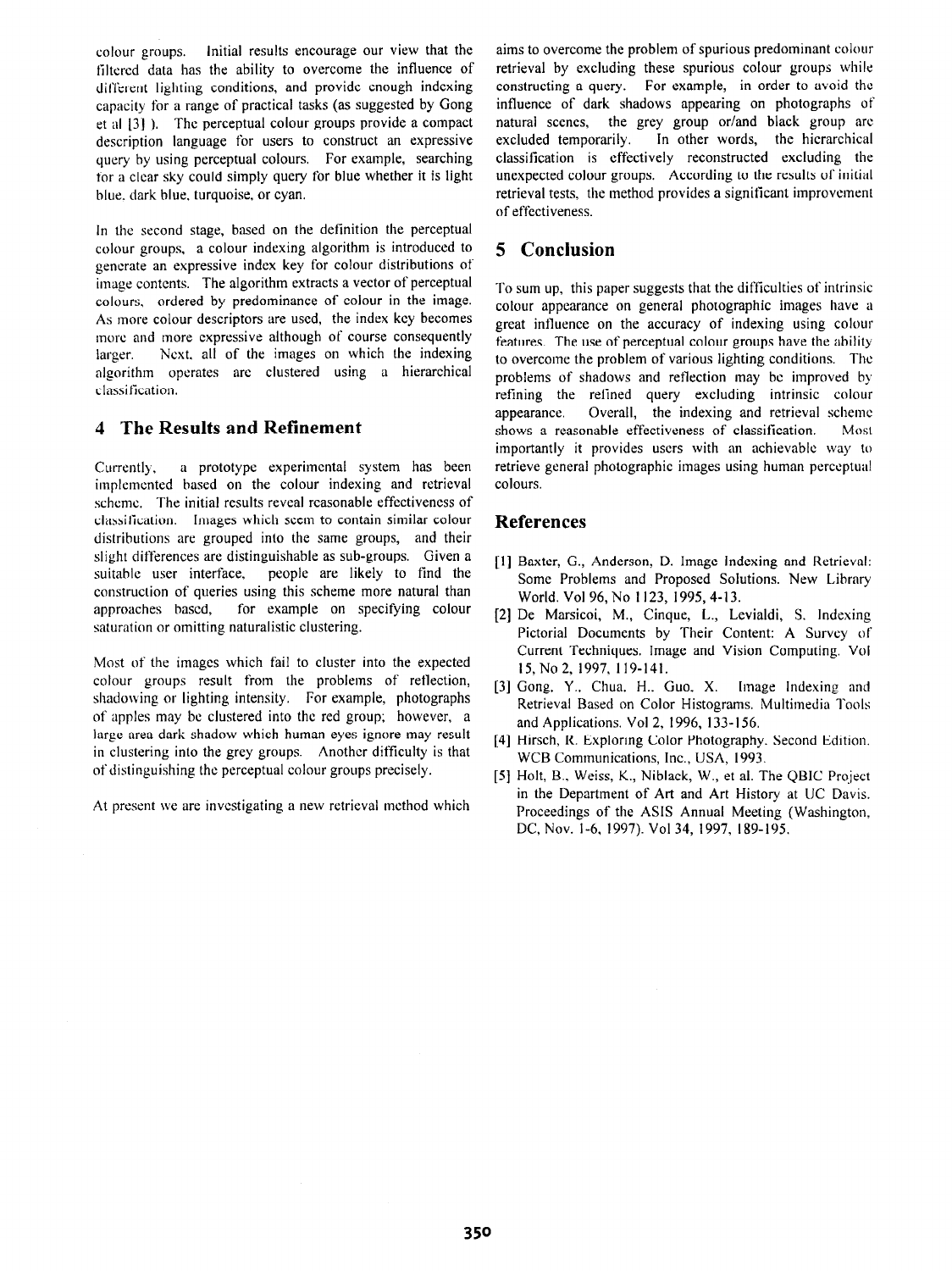colour groups. Initial results encourage our view that the filtered data has the ability to overcome the influence of different lighting conditions, and provide enough indexing capacity for a range of practical tasks (as suggested by Gong et al [3] ). The perceptual colour groups provide a compact description language for users to construct an expressive query by using perceptual colours. For example, searching for a clear sky could simply query for blue whether it is light blue, dark blue, turquoise, or cyan.

In the second stage, based on the definition the perceptual colour groups, a colour indexing algorithm is introduced to generate an expressive index key for colour distributions of image contents. The algorithm extracts a vector of perceptual colours, ordered by predominance of colour in the image. As more colour descriptors are used, the index key becomes more and more expressive although of course consequently larger. Next, all of the images on which the indexing algorithm operates are clustered using a hierarchical classification.

## 4 The Results and Refinement

Currently, a prototype experimental system has been implemented based on the colour indexing and retrieval scheme. The initial results reveal reasonable effectiveness of classification. Images which seem to contain similar colour distributions are grouped into the same groups, and their slight differences are distinguishable as sub-groups. Given a suitable user interface, people are likely to find the construction of queries using this scheme more natural than approaches based, for example on specifying colour saturation or omitting naturalistic clustering.

Most of the images which fail to cluster into the expected colour groups result from the problems of reflection, shadowing or lighting intensity. For example, photographs of apples may be clustered into the red group; however, a large area dark shadow which human eyes ignore may result in clustering into the grey groups. Another difficulty is that of distinguishing the perceptual colour groups precisely.

At present we are investigating a new retrieval method which aims to overcome the problem of spurious predominant colour retrieval by excluding these spurious colour groups while constructing a query. For example, in order to avoid the influence of dark shadows appearing on photographs of natural scenes, the grey group or/and black group are excluded temporarily. In other words, the hierarchical classification is effectively reconstructed excluding the unexpected colour groups. According to the results of initial retrieval tests, the method provides a significant improvement of effectiveness.

## 5 Conclusion

To sum up, this paper suggests that the difficulties of intrinsic colour appearance on general photographic images have a great influence on the accuracy of indexing using colour features. The use of perceptual colour groups have the ability to overcome the problem of various lighting conditions. The problems of shadows and reflection may be improved by refining the refined query excluding intrinsic colour appearance. Overall, the indexing and retrieval scheme shows a reasonable effectiveness of classification. Most importantly it provides users with an achievable way to retrieve general photographic images using human perceptual colours.

## References

[1] Baxter, G., Anderson, D. Image Indexing and Retrieval: Some Problems and Proposed Solutions. New Library World. Vol 96, No 1123, 1995, 4-13.

[2] De Marsicoi, M., Cinque, L., Levialdi, S. Indexing Pictorial Documents by Their Content: A Survey of Current Techniques. Image and Vision Computing. Vol 15, No 2, 1997, 119-141.

[3] Gong, Y., Chua, H., Guo, X. Image Indexing and Retrieval Based on Color Histograms. Multimedia Tools and Applications. Vol 2, 1996, 133-156.

[4] Hirsch, R. Exploring Color Photography. Second Edition. WCB Communications, Inc., USA, 1993.

[5] Holt, B., Weiss, K., Niblack, W., et al. The QBIC Project in the Department of Art and Art History at UC Davis. Proceedings of the ASIS Annual Meeting (Washington, DC, Nov. 1-6, 1997). Vol 34, 1997, 189-195.